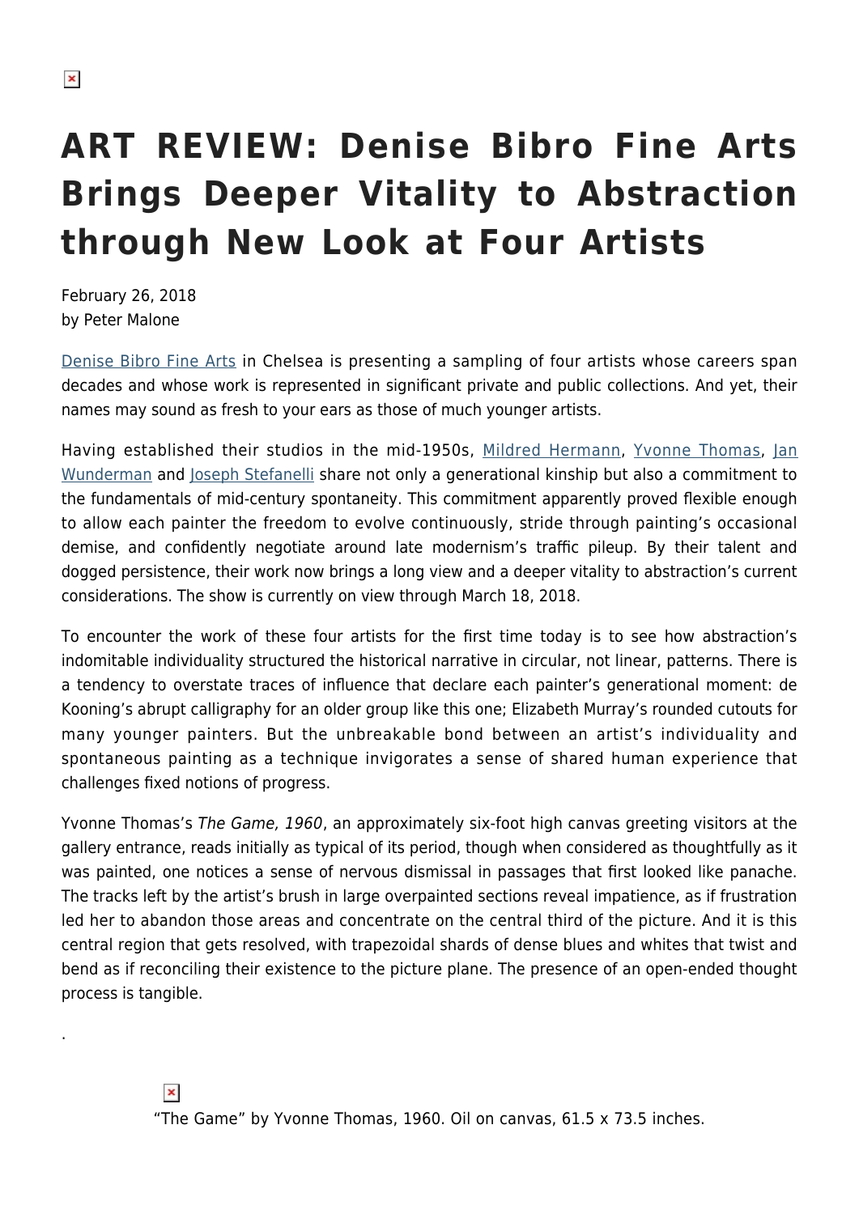# ART REVIEW: Denise Bibro Fine Arts Brings Deeper Vitality to Abstraction through New Look at Four Artists

February 26, 2018
by Peter Malone

Denise Bibro Fine Arts in Chelsea is presenting a sampling of four artists whose careers span decades and whose work is represented in significant private and public collections. And yet, their names may sound as fresh to your ears as those of much younger artists.

Having established their studios in the mid-1950s, Mildred Hermann, Yvonne Thomas, Jan Wunderman and Joseph Stefanelli share not only a generational kinship but also a commitment to the fundamentals of mid-century spontaneity. This commitment apparently proved flexible enough to allow each painter the freedom to evolve continuously, stride through painting's occasional demise, and confidently negotiate around late modernism's traffic pileup. By their talent and dogged persistence, their work now brings a long view and a deeper vitality to abstraction's current considerations. The show is currently on view through March 18, 2018.

To encounter the work of these four artists for the first time today is to see how abstraction's indomitable individuality structured the historical narrative in circular, not linear, patterns. There is a tendency to overstate traces of influence that declare each painter's generational moment: de Kooning's abrupt calligraphy for an older group like this one; Elizabeth Murray's rounded cutouts for many younger painters. But the unbreakable bond between an artist's individuality and spontaneous painting as a technique invigorates a sense of shared human experience that challenges fixed notions of progress.

Yvonne Thomas's *The Game, 1960*, an approximately six-foot high canvas greeting visitors at the gallery entrance, reads initially as typical of its period, though when considered as thoughtfully as it was painted, one notices a sense of nervous dismissal in passages that first looked like panache. The tracks left by the artist's brush in large overpainted sections reveal impatience, as if frustration led her to abandon those areas and concentrate on the central third of the picture. And it is this central region that gets resolved, with trapezoidal shards of dense blues and whites that twist and bend as if reconciling their existence to the picture plane. The presence of an open-ended thought process is tangible.

"The Game" by Yvonne Thomas, 1960. Oil on canvas, 61.5 x 73.5 inches.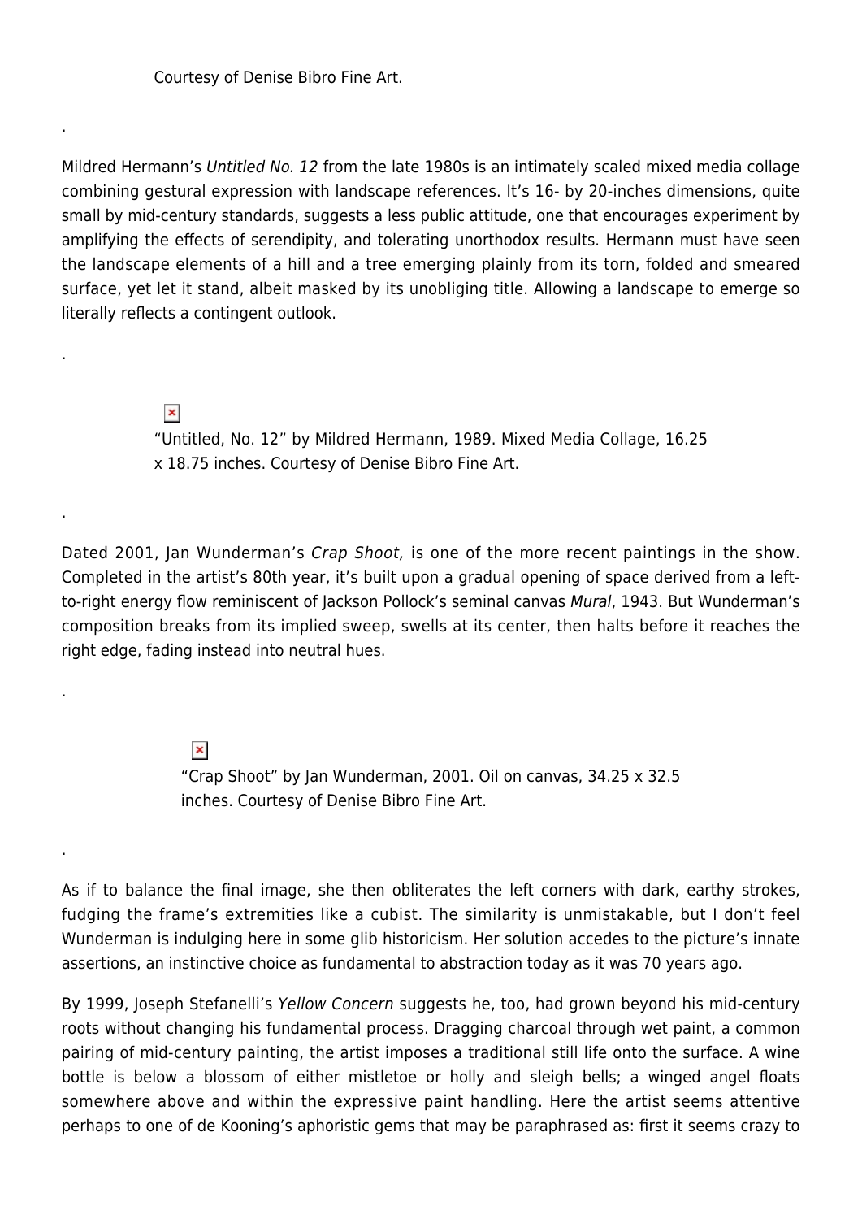Courtesy of Denise Bibro Fine Art.

.

Mildred Hermann's *Untitled No. 12* from the late 1980s is an intimately scaled mixed media collage combining gestural expression with landscape references. It's 16- by 20-inches dimensions, quite small by mid-century standards, suggests a less public attitude, one that encourages experiment by amplifying the effects of serendipity, and tolerating unorthodox results. Hermann must have seen the landscape elements of a hill and a tree emerging plainly from its torn, folded and smeared surface, yet let it stand, albeit masked by its unobliging title. Allowing a landscape to emerge so literally reflects a contingent outlook.

.

"Untitled, No. 12" by Mildred Hermann, 1989. Mixed Media Collage, 16.25 x 18.75 inches. Courtesy of Denise Bibro Fine Art.

.

Dated 2001, Jan Wunderman's *Crap Shoot,* is one of the more recent paintings in the show. Completed in the artist's 80th year, it's built upon a gradual opening of space derived from a left-to-right energy flow reminiscent of Jackson Pollock's seminal canvas *Mural*, 1943. But Wunderman's composition breaks from its implied sweep, swells at its center, then halts before it reaches the right edge, fading instead into neutral hues.

.

"Crap Shoot" by Jan Wunderman, 2001. Oil on canvas, 34.25 x 32.5 inches. Courtesy of Denise Bibro Fine Art.

.

As if to balance the final image, she then obliterates the left corners with dark, earthy strokes, fudging the frame's extremities like a cubist. The similarity is unmistakable, but I don't feel Wunderman is indulging here in some glib historicism. Her solution accedes to the picture's innate assertions, an instinctive choice as fundamental to abstraction today as it was 70 years ago.

By 1999, Joseph Stefanelli's *Yellow Concern* suggests he, too, had grown beyond his mid-century roots without changing his fundamental process. Dragging charcoal through wet paint, a common pairing of mid-century painting, the artist imposes a traditional still life onto the surface. A wine bottle is below a blossom of either mistletoe or holly and sleigh bells; a winged angel floats somewhere above and within the expressive paint handling. Here the artist seems attentive perhaps to one of de Kooning's aphoristic gems that may be paraphrased as: first it seems crazy to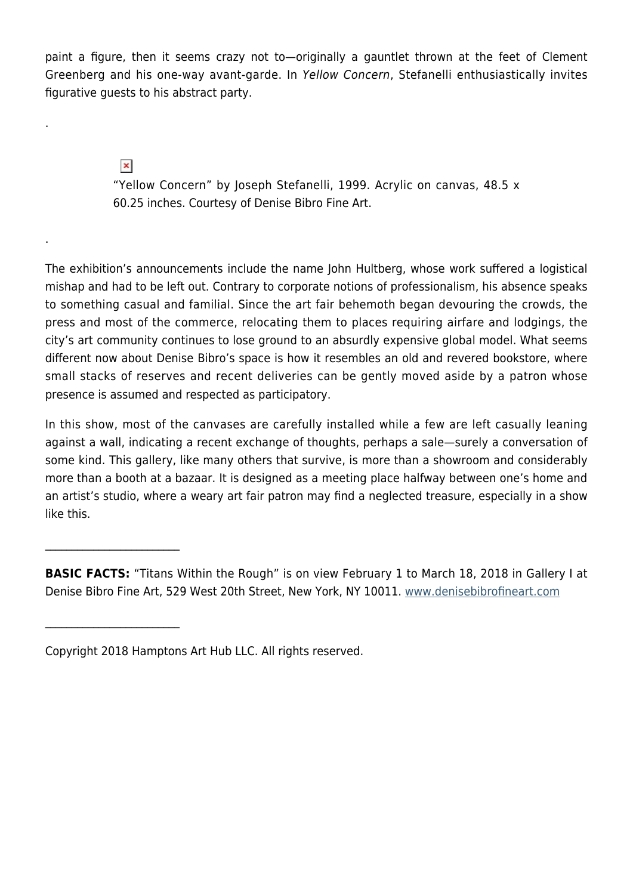paint a figure, then it seems crazy not to—originally a gauntlet thrown at the feet of Clement Greenberg and his one-way avant-garde. In *Yellow Concern*, Stefanelli enthusiastically invites figurative guests to his abstract party.

.

"Yellow Concern" by Joseph Stefanelli, 1999. Acrylic on canvas, 48.5 x 60.25 inches. Courtesy of Denise Bibro Fine Art.

.

The exhibition's announcements include the name John Hultberg, whose work suffered a logistical mishap and had to be left out. Contrary to corporate notions of professionalism, his absence speaks to something casual and familial. Since the art fair behemoth began devouring the crowds, the press and most of the commerce, relocating them to places requiring airfare and lodgings, the city's art community continues to lose ground to an absurdly expensive global model. What seems different now about Denise Bibro's space is how it resembles an old and revered bookstore, where small stacks of reserves and recent deliveries can be gently moved aside by a patron whose presence is assumed and respected as participatory.

In this show, most of the canvases are carefully installed while a few are left casually leaning against a wall, indicating a recent exchange of thoughts, perhaps a sale—surely a conversation of some kind. This gallery, like many others that survive, is more than a showroom and considerably more than a booth at a bazaar. It is designed as a meeting place halfway between one's home and an artist's studio, where a weary art fair patron may find a neglected treasure, especially in a show like this.

_______________________

**BASIC FACTS:** "Titans Within the Rough" is on view February 1 to March 18, 2018 in Gallery I at Denise Bibro Fine Art, 529 West 20th Street, New York, NY 10011. www.denisebibrofineart.com

_______________________

Copyright 2018 Hamptons Art Hub LLC. All rights reserved.